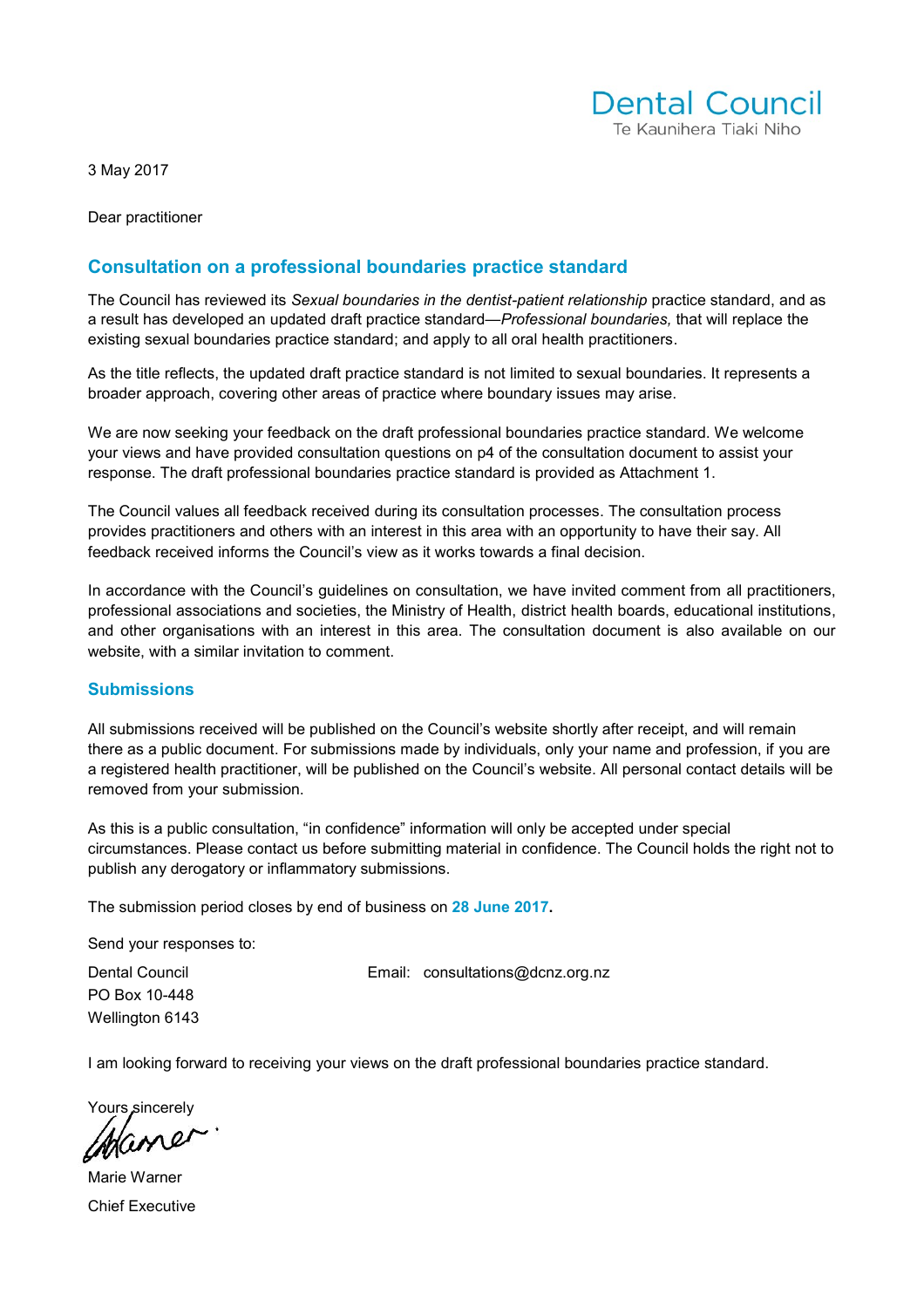Dental Council
Te Kaunihera Tiaki Niho

3 May 2017

Dear practitioner

## Consultation on a professional boundaries practice standard

The Council has reviewed its *Sexual boundaries in the dentist-patient relationship* practice standard, and as a result has developed an updated draft practice standard—*Professional boundaries,* that will replace the existing sexual boundaries practice standard; and apply to all oral health practitioners.

As the title reflects, the updated draft practice standard is not limited to sexual boundaries. It represents a broader approach, covering other areas of practice where boundary issues may arise.

We are now seeking your feedback on the draft professional boundaries practice standard. We welcome your views and have provided consultation questions on p4 of the consultation document to assist your response. The draft professional boundaries practice standard is provided as Attachment 1.

The Council values all feedback received during its consultation processes. The consultation process provides practitioners and others with an interest in this area with an opportunity to have their say. All feedback received informs the Council's view as it works towards a final decision.

In accordance with the Council's guidelines on consultation, we have invited comment from all practitioners, professional associations and societies, the Ministry of Health, district health boards, educational institutions, and other organisations with an interest in this area. The consultation document is also available on our website, with a similar invitation to comment.

## Submissions

All submissions received will be published on the Council's website shortly after receipt, and will remain there as a public document. For submissions made by individuals, only your name and profession, if you are a registered health practitioner, will be published on the Council's website. All personal contact details will be removed from your submission.

As this is a public consultation, "in confidence" information will only be accepted under special circumstances. Please contact us before submitting material in confidence. The Council holds the right not to publish any derogatory or inflammatory submissions.

The submission period closes by end of business on **28 June 2017**.

Send your responses to:

Dental Council
PO Box 10-448
Wellington 6143

Email: consultations@dcnz.org.nz

I am looking forward to receiving your views on the draft professional boundaries practice standard.

Yours sincerely

Marie Warner
Chief Executive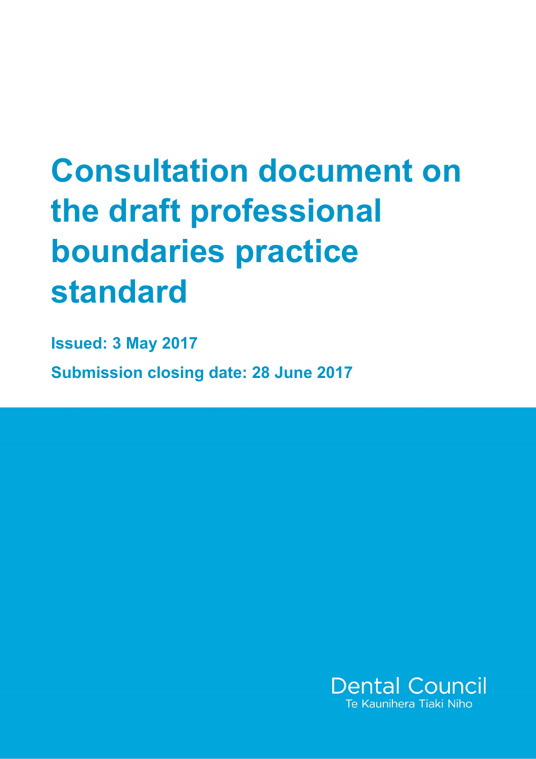# Consultation document on the draft professional boundaries practice standard

**Issued: 3 May 2017**

**Submission closing date: 28 June 2017**

Dental Council
Te Kaunihera Tiaki Niho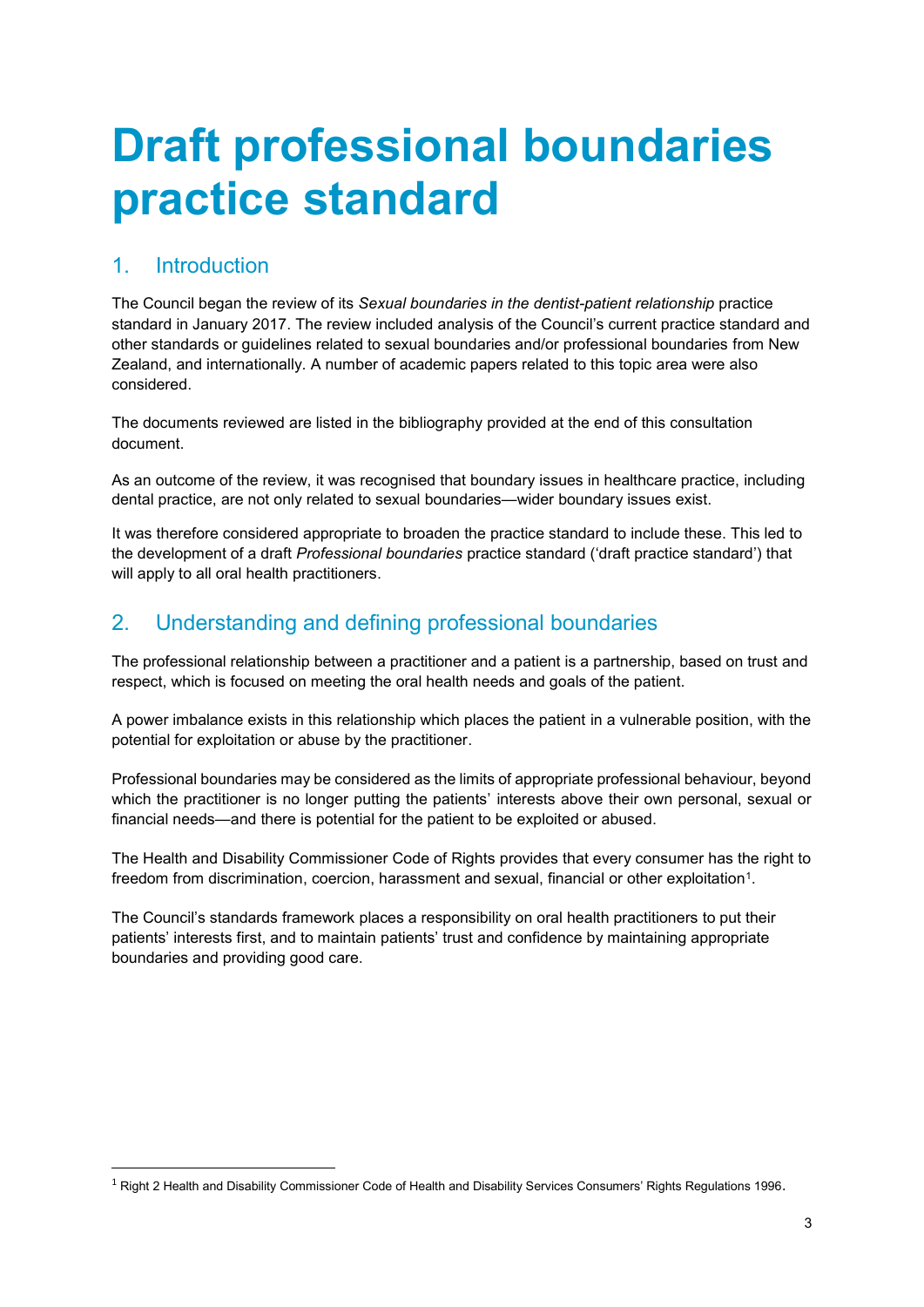# Draft professional boundaries practice standard

## 1. Introduction

The Council began the review of its *Sexual boundaries in the dentist-patient relationship* practice standard in January 2017. The review included analysis of the Council's current practice standard and other standards or guidelines related to sexual boundaries and/or professional boundaries from New Zealand, and internationally. A number of academic papers related to this topic area were also considered.

The documents reviewed are listed in the bibliography provided at the end of this consultation document.

As an outcome of the review, it was recognised that boundary issues in healthcare practice, including dental practice, are not only related to sexual boundaries—wider boundary issues exist.

It was therefore considered appropriate to broaden the practice standard to include these. This led to the development of a draft *Professional boundaries* practice standard ('draft practice standard') that will apply to all oral health practitioners.

## 2. Understanding and defining professional boundaries

The professional relationship between a practitioner and a patient is a partnership, based on trust and respect, which is focused on meeting the oral health needs and goals of the patient.

A power imbalance exists in this relationship which places the patient in a vulnerable position, with the potential for exploitation or abuse by the practitioner.

Professional boundaries may be considered as the limits of appropriate professional behaviour, beyond which the practitioner is no longer putting the patients' interests above their own personal, sexual or financial needs—and there is potential for the patient to be exploited or abused.

The Health and Disability Commissioner Code of Rights provides that every consumer has the right to freedom from discrimination, coercion, harassment and sexual, financial or other exploitation[1].

The Council's standards framework places a responsibility on oral health practitioners to put their patients' interests first, and to maintain patients' trust and confidence by maintaining appropriate boundaries and providing good care.

---

[1] Right 2 Health and Disability Commissioner Code of Health and Disability Services Consumers' Rights Regulations 1996.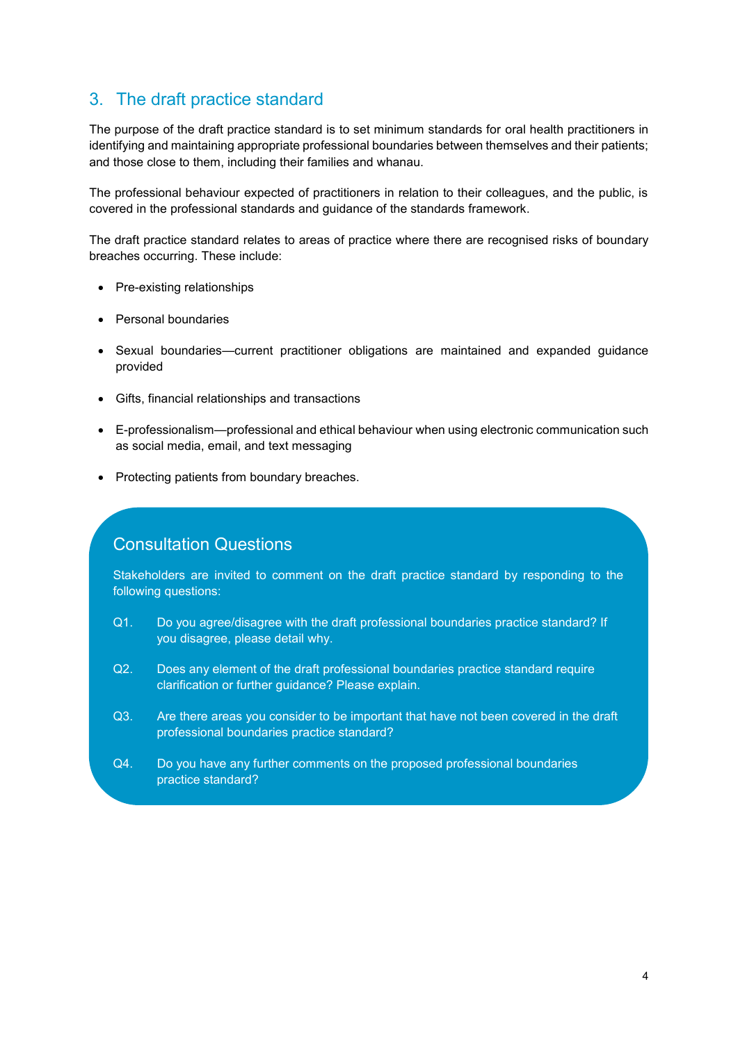## 3. The draft practice standard

The purpose of the draft practice standard is to set minimum standards for oral health practitioners in identifying and maintaining appropriate professional boundaries between themselves and their patients; and those close to them, including their families and whanau.

The professional behaviour expected of practitioners in relation to their colleagues, and the public, is covered in the professional standards and guidance of the standards framework.

The draft practice standard relates to areas of practice where there are recognised risks of boundary breaches occurring. These include:

- Pre-existing relationships
- Personal boundaries
- Sexual boundaries—current practitioner obligations are maintained and expanded guidance provided
- Gifts, financial relationships and transactions
- E-professionalism—professional and ethical behaviour when using electronic communication such as social media, email, and text messaging
- Protecting patients from boundary breaches.

### Consultation Questions

Stakeholders are invited to comment on the draft practice standard by responding to the following questions:

Q1. Do you agree/disagree with the draft professional boundaries practice standard? If you disagree, please detail why.

Q2. Does any element of the draft professional boundaries practice standard require clarification or further guidance? Please explain.

Q3. Are there areas you consider to be important that have not been covered in the draft professional boundaries practice standard?

Q4. Do you have any further comments on the proposed professional boundaries practice standard?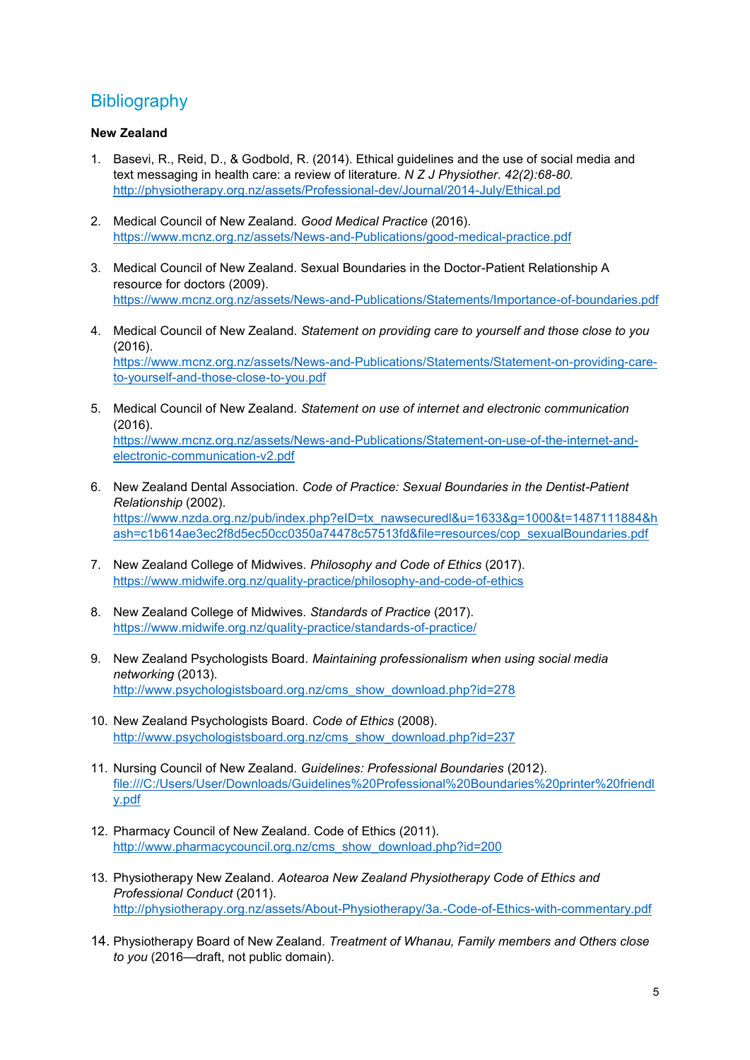## Bibliography

**New Zealand**

1. Basevi, R., Reid, D., & Godbold, R. (2014). Ethical guidelines and the use of social media and text messaging in health care: a review of literature. *N Z J Physiother. 42(2):68-80.* http://physiotherapy.org.nz/assets/Professional-dev/Journal/2014-July/Ethical.pd

2. Medical Council of New Zealand. *Good Medical Practice* (2016). https://www.mcnz.org.nz/assets/News-and-Publications/good-medical-practice.pdf

3. Medical Council of New Zealand. Sexual Boundaries in the Doctor-Patient Relationship A resource for doctors (2009). https://www.mcnz.org.nz/assets/News-and-Publications/Statements/Importance-of-boundaries.pdf

4. Medical Council of New Zealand. *Statement on providing care to yourself and those close to you* (2016). https://www.mcnz.org.nz/assets/News-and-Publications/Statements/Statement-on-providing-care-to-yourself-and-those-close-to-you.pdf

5. Medical Council of New Zealand. *Statement on use of internet and electronic communication* (2016). https://www.mcnz.org.nz/assets/News-and-Publications/Statement-on-use-of-the-internet-and-electronic-communication-v2.pdf

6. New Zealand Dental Association. *Code of Practice: Sexual Boundaries in the Dentist-Patient Relationship* (2002). https://www.nzda.org.nz/pub/index.php?eID=tx_nawsecuredl&u=1633&g=1000&t=1487111884&hash=c1b614ae3ec2f8d5ec50cc0350a74478c57513fd&file=resources/cop_sexualBoundaries.pdf

7. New Zealand College of Midwives. *Philosophy and Code of Ethics* (2017). https://www.midwife.org.nz/quality-practice/philosophy-and-code-of-ethics

8. New Zealand College of Midwives. *Standards of Practice* (2017). https://www.midwife.org.nz/quality-practice/standards-of-practice/

9. New Zealand Psychologists Board. *Maintaining professionalism when using social media networking* (2013). http://www.psychologistsboard.org.nz/cms_show_download.php?id=278

10. New Zealand Psychologists Board. *Code of Ethics* (2008). http://www.psychologistsboard.org.nz/cms_show_download.php?id=237

11. Nursing Council of New Zealand. *Guidelines: Professional Boundaries* (2012). file:///C:/Users/User/Downloads/Guidelines%20Professional%20Boundaries%20printer%20friendly.pdf

12. Pharmacy Council of New Zealand. Code of Ethics (2011). http://www.pharmacycouncil.org.nz/cms_show_download.php?id=200

13. Physiotherapy New Zealand. *Aotearoa New Zealand Physiotherapy Code of Ethics and Professional Conduct* (2011). http://physiotherapy.org.nz/assets/About-Physiotherapy/3a.-Code-of-Ethics-with-commentary.pdf

14. Physiotherapy Board of New Zealand. *Treatment of Whanau, Family members and Others close to you* (2016—draft, not public domain).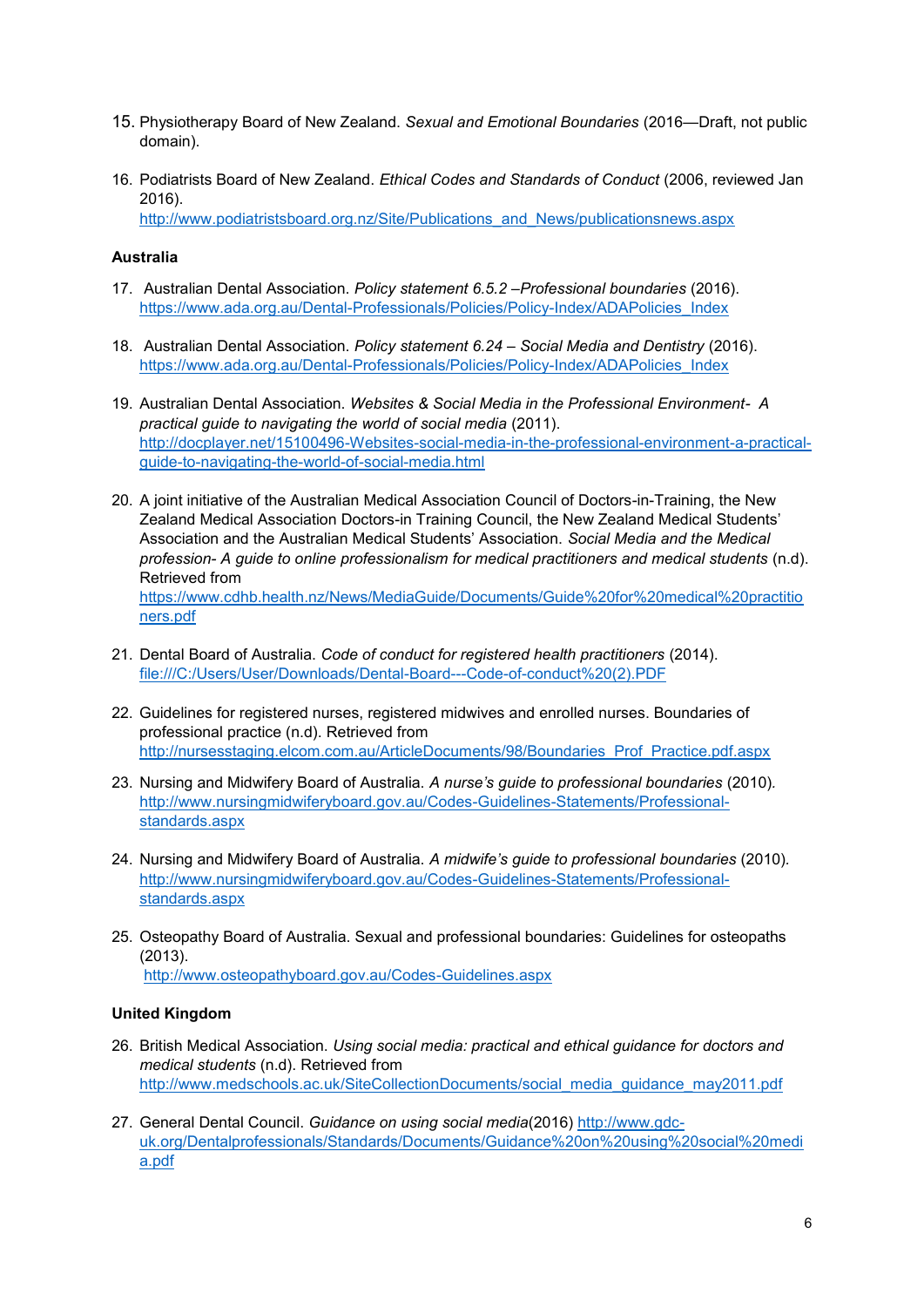15. Physiotherapy Board of New Zealand. *Sexual and Emotional Boundaries* (2016—Draft, not public domain).

16. Podiatrists Board of New Zealand. *Ethical Codes and Standards of Conduct* (2006, reviewed Jan 2016). http://www.podiatristsboard.org.nz/Site/Publications_and_News/publicationsnews.aspx

**Australia**

17. Australian Dental Association. *Policy statement 6.5.2 –Professional boundaries* (2016). https://www.ada.org.au/Dental-Professionals/Policies/Policy-Index/ADAPolicies_Index

18. Australian Dental Association. *Policy statement 6.24 – Social Media and Dentistry* (2016). https://www.ada.org.au/Dental-Professionals/Policies/Policy-Index/ADAPolicies_Index

19. Australian Dental Association. *Websites & Social Media in the Professional Environment- A practical guide to navigating the world of social media* (2011). http://docplayer.net/15100496-Websites-social-media-in-the-professional-environment-a-practical-guide-to-navigating-the-world-of-social-media.html

20. A joint initiative of the Australian Medical Association Council of Doctors-in-Training, the New Zealand Medical Association Doctors-in Training Council, the New Zealand Medical Students' Association and the Australian Medical Students' Association. *Social Media and the Medical profession- A guide to online professionalism for medical practitioners and medical students* (n.d). Retrieved from https://www.cdhb.health.nz/News/MediaGuide/Documents/Guide%20for%20medical%20practitioners.pdf

21. Dental Board of Australia. *Code of conduct for registered health practitioners* (2014). file:///C:/Users/User/Downloads/Dental-Board---Code-of-conduct%20(2).PDF

22. Guidelines for registered nurses, registered midwives and enrolled nurses. Boundaries of professional practice (n.d). Retrieved from http://nursesstaging.elcom.com.au/ArticleDocuments/98/Boundaries_Prof_Practice.pdf.aspx

23. Nursing and Midwifery Board of Australia. *A nurse's guide to professional boundaries* (2010). http://www.nursingmidwiferyboard.gov.au/Codes-Guidelines-Statements/Professional-standards.aspx

24. Nursing and Midwifery Board of Australia. *A midwife's guide to professional boundaries* (2010). http://www.nursingmidwiferyboard.gov.au/Codes-Guidelines-Statements/Professional-standards.aspx

25. Osteopathy Board of Australia. Sexual and professional boundaries: Guidelines for osteopaths (2013). http://www.osteopathyboard.gov.au/Codes-Guidelines.aspx

**United Kingdom**

26. British Medical Association. *Using social media: practical and ethical guidance for doctors and medical students* (n.d). Retrieved from http://www.medschools.ac.uk/SiteCollectionDocuments/social_media_guidance_may2011.pdf

27. General Dental Council. *Guidance on using social media*(2016) http://www.gdc-uk.org/Dentalprofessionals/Standards/Documents/Guidance%20on%20using%20social%20media.pdf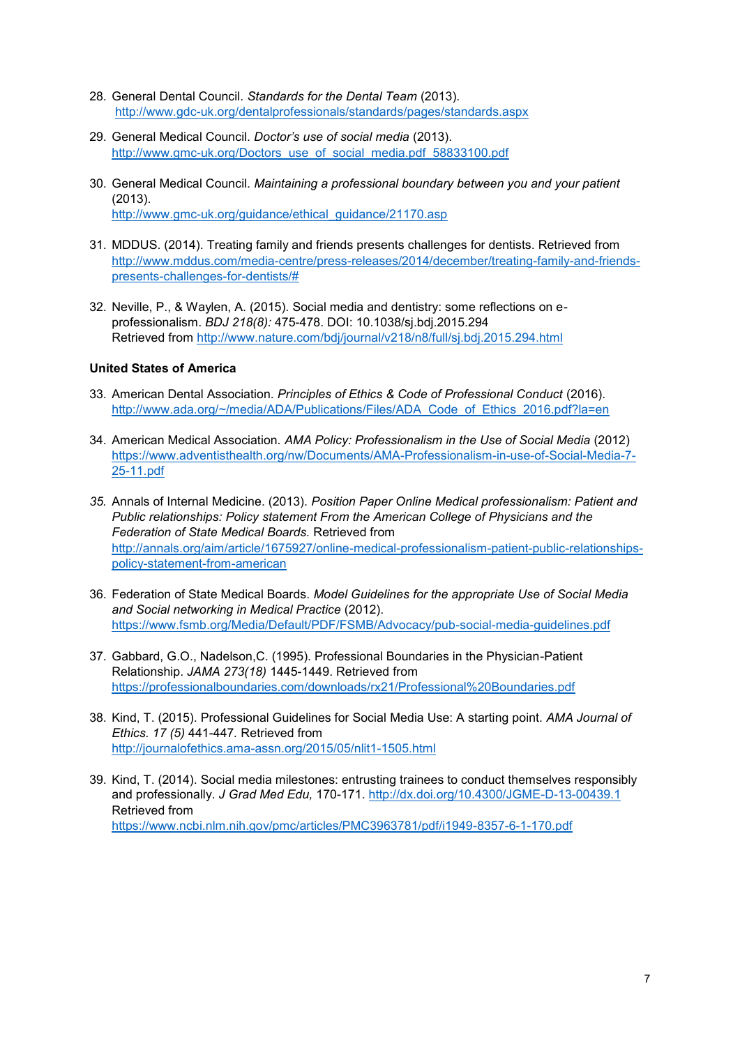28. General Dental Council. *Standards for the Dental Team* (2013). http://www.gdc-uk.org/dentalprofessionals/standards/pages/standards.aspx

29. General Medical Council. *Doctor's use of social media* (2013). http://www.gmc-uk.org/Doctors_use_of_social_media.pdf_58833100.pdf

30. General Medical Council. *Maintaining a professional boundary between you and your patient* (2013). http://www.gmc-uk.org/guidance/ethical_guidance/21170.asp

31. MDDUS. (2014). Treating family and friends presents challenges for dentists. Retrieved from http://www.mddus.com/media-centre/press-releases/2014/december/treating-family-and-friends-presents-challenges-for-dentists/#

32. Neville, P., & Waylen, A. (2015). Social media and dentistry: some reflections on e-professionalism. *BDJ 218(8):* 475-478. DOI: 10.1038/sj.bdj.2015.294 Retrieved from http://www.nature.com/bdj/journal/v218/n8/full/sj.bdj.2015.294.html

**United States of America**

33. American Dental Association. *Principles of Ethics & Code of Professional Conduct* (2016). http://www.ada.org/~/media/ADA/Publications/Files/ADA_Code_of_Ethics_2016.pdf?la=en

34. American Medical Association. *AMA Policy: Professionalism in the Use of Social Media* (2012) https://www.adventisthealth.org/nw/Documents/AMA-Professionalism-in-use-of-Social-Media-7-25-11.pdf

35. Annals of Internal Medicine. (2013). *Position Paper Online Medical professionalism: Patient and Public relationships: Policy statement From the American College of Physicians and the Federation of State Medical Boards.* Retrieved from http://annals.org/aim/article/1675927/online-medical-professionalism-patient-public-relationships-policy-statement-from-american

36. Federation of State Medical Boards. *Model Guidelines for the appropriate Use of Social Media and Social networking in Medical Practice* (2012). https://www.fsmb.org/Media/Default/PDF/FSMB/Advocacy/pub-social-media-guidelines.pdf

37. Gabbard, G.O., Nadelson,C. (1995). Professional Boundaries in the Physician-Patient Relationship. *JAMA 273(18)* 1445-1449. Retrieved from https://professionalboundaries.com/downloads/rx21/Professional%20Boundaries.pdf

38. Kind, T. (2015). Professional Guidelines for Social Media Use: A starting point. *AMA Journal of Ethics. 17 (5)* 441-447. Retrieved from http://journalofethics.ama-assn.org/2015/05/nlit1-1505.html

39. Kind, T. (2014). Social media milestones: entrusting trainees to conduct themselves responsibly and professionally. *J Grad Med Edu,* 170-171. http://dx.doi.org/10.4300/JGME-D-13-00439.1 Retrieved from https://www.ncbi.nlm.nih.gov/pmc/articles/PMC3963781/pdf/i1949-8357-6-1-170.pdf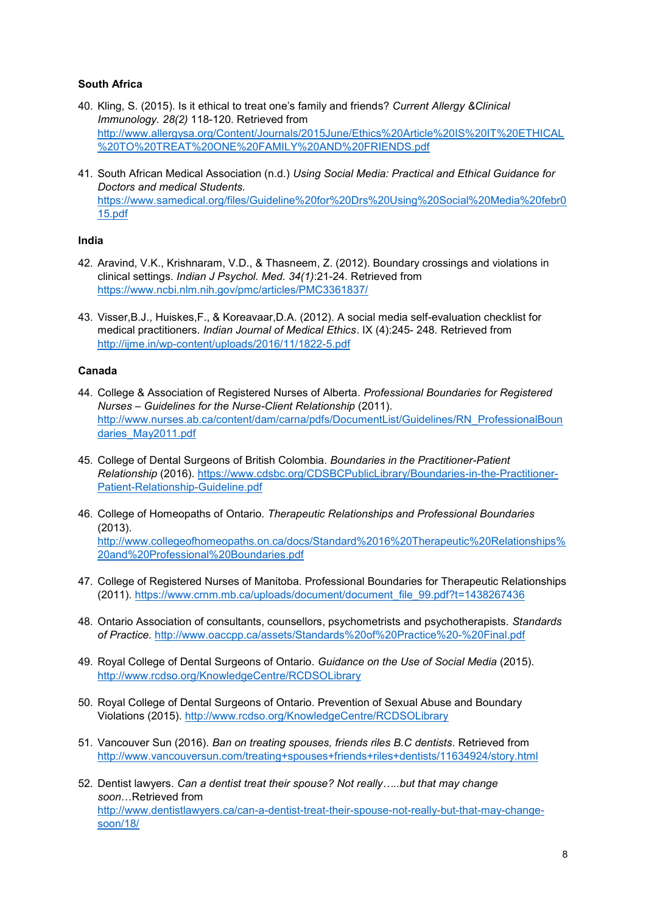**South Africa**

40. Kling, S. (2015). Is it ethical to treat one's family and friends? *Current Allergy &Clinical Immunology. 28(2)* 118-120. Retrieved from http://www.allergysa.org/Content/Journals/2015June/Ethics%20Article%20IS%20IT%20ETHICAL%20TO%20TREAT%20ONE%20FAMILY%20AND%20FRIENDS.pdf

41. South African Medical Association (n.d.) *Using Social Media: Practical and Ethical Guidance for Doctors and medical Students.* https://www.samedical.org/files/Guideline%20for%20Drs%20Using%20Social%20Media%20febr015.pdf

**India**

42. Aravind, V.K., Krishnaram, V.D., & Thasneem, Z. (2012). Boundary crossings and violations in clinical settings. *Indian J Psychol. Med. 34(1)*:21-24. Retrieved from https://www.ncbi.nlm.nih.gov/pmc/articles/PMC3361837/

43. Visser,B.J., Huiskes,F., & Koreavaar,D.A. (2012). A social media self-evaluation checklist for medical practitioners. *Indian Journal of Medical Ethics*. IX (4):245- 248. Retrieved from http://ijme.in/wp-content/uploads/2016/11/1822-5.pdf

**Canada**

44. College & Association of Registered Nurses of Alberta. *Professional Boundaries for Registered Nurses – Guidelines for the Nurse-Client Relationship* (2011). http://www.nurses.ab.ca/content/dam/carna/pdfs/DocumentList/Guidelines/RN_ProfessionalBoundaries_May2011.pdf

45. College of Dental Surgeons of British Colombia. *Boundaries in the Practitioner-Patient Relationship* (2016). https://www.cdsbc.org/CDSBCPublicLibrary/Boundaries-in-the-Practitioner-Patient-Relationship-Guideline.pdf

46. College of Homeopaths of Ontario. *Therapeutic Relationships and Professional Boundaries* (2013). http://www.collegeofhomeopaths.on.ca/docs/Standard%2016%20Therapeutic%20Relationships%20and%20Professional%20Boundaries.pdf

47. College of Registered Nurses of Manitoba. Professional Boundaries for Therapeutic Relationships (2011). https://www.crnm.mb.ca/uploads/document/document_file_99.pdf?t=1438267436

48. Ontario Association of consultants, counsellors, psychometrists and psychotherapists. *Standards of Practice.* http://www.oaccpp.ca/assets/Standards%20of%20Practice%20-%20Final.pdf

49. Royal College of Dental Surgeons of Ontario. *Guidance on the Use of Social Media* (2015). http://www.rcdso.org/KnowledgeCentre/RCDSOLibrary

50. Royal College of Dental Surgeons of Ontario. Prevention of Sexual Abuse and Boundary Violations (2015). http://www.rcdso.org/KnowledgeCentre/RCDSOLibrary

51. Vancouver Sun (2016). *Ban on treating spouses, friends riles B.C dentists*. Retrieved from http://www.vancouversun.com/treating+spouses+friends+riles+dentists/11634924/story.html

52. Dentist lawyers. *Can a dentist treat their spouse? Not really…..but that may change soon*…Retrieved from http://www.dentistlawyers.ca/can-a-dentist-treat-their-spouse-not-really-but-that-may-change-soon/18/